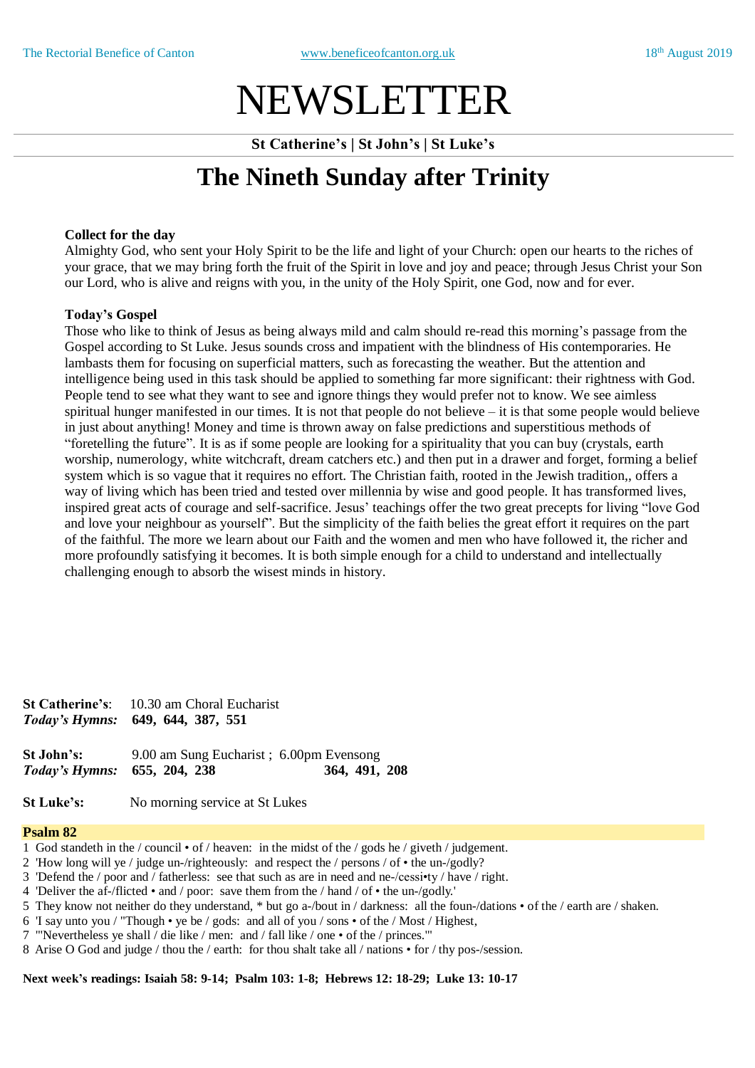# NEWSLETTER

**St Catherine's | St John's | St Luke's**

## The Nineth Sunday after Trinity

**Collect for the day**

Almighty God, who sent your Holy Spirit to be the life and light of your Church: open our hearts to the riches of your grace, that we may bring forth the fruit of the Spirit in love and joy and peace; through Jesus Christ your Son our Lord, who is alive and reigns with you, in the unity of the Holy Spirit, one God, now and for ever.

**Today's Gospel**

Those who like to think of Jesus as being always mild and calm should re-read this morning's passage from the Gospel according to St Luke. Jesus sounds cross and impatient with the blindness of His contemporaries. He lambasts them for focusing on superficial matters, such as forecasting the weather. But the attention and intelligence being used in this task should be applied to something far more significant: their rightness with God. People tend to see what they want to see and ignore things they would prefer not to know. We see aimless spiritual hunger manifested in our times. It is not that people do not believe – it is that some people would believe in just about anything! Money and time is thrown away on false predictions and superstitious methods of "foretelling the future". It is as if some people are looking for a spirituality that you can buy (crystals, earth worship, numerology, white witchcraft, dream catchers etc.) and then put in a drawer and forget, forming a belief system which is so vague that it requires no effort. The Christian faith, rooted in the Jewish tradition,, offers a way of living which has been tried and tested over millennia by wise and good people. It has transformed lives, inspired great acts of courage and self-sacrifice. Jesus' teachings offer the two great precepts for living "love God and love your neighbour as yourself". But the simplicity of the faith belies the great effort it requires on the part of the faithful. The more we learn about our Faith and the women and men who have followed it, the richer and more profoundly satisfying it becomes. It is both simple enough for a child to understand and intellectually challenging enough to absorb the wisest minds in history.

**St Catherine's**: 10.30 am Choral Eucharist
***Today's Hymns:*** **649, 644, 387, 551**

**St John's:** 9.00 am Sung Eucharist ; 6.00pm Evensong
***Today's Hymns:*** **655, 204, 238** **364, 491, 208**

**St Luke's:** No morning service at St Lukes

**Psalm 82**

1 God standeth in the / council • of / heaven: in the midst of the / gods he / giveth / judgement.
2 'How long will ye / judge un-/righteously: and respect the / persons / of • the un-/godly?
3 'Defend the / poor and / fatherless: see that such as are in need and ne-/cessi•ty / have / right.
4 'Deliver the af-/flicted • and / poor: save them from the / hand / of • the un-/godly.'
5 They know not neither do they understand, * but go a-/bout in / darkness: all the foun-/dations • of the / earth are / shaken.
6 'I say unto you / "Though • ye be / gods: and all of you / sons • of the / Most / Highest,
7 '"Nevertheless ye shall / die like / men: and / fall like / one • of the / princes."'
8 Arise O God and judge / thou the / earth: for thou shalt take all / nations • for / thy pos-/session.

**Next week's readings: Isaiah 58: 9-14; Psalm 103: 1-8; Hebrews 12: 18-29; Luke 13: 10-17**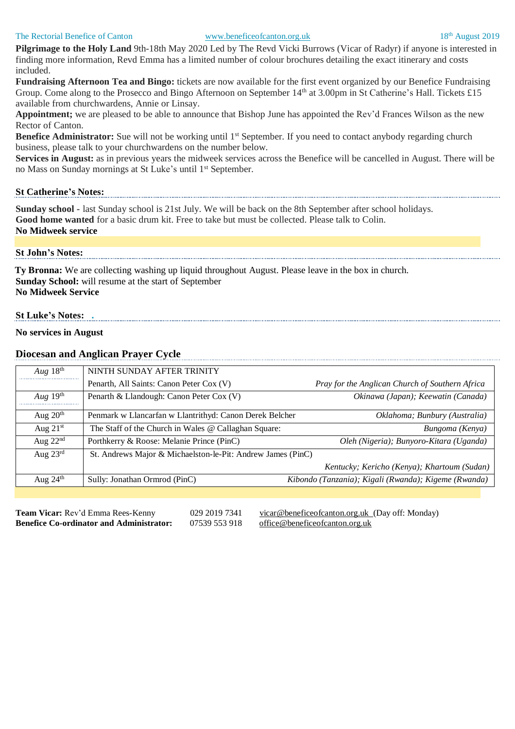**Pilgrimage to the Holy Land** 9th-18th May 2020 Led by The Revd Vicki Burrows (Vicar of Radyr) if anyone is interested in finding more information, Revd Emma has a limited number of colour brochures detailing the exact itinerary and costs included.

**Fundraising Afternoon Tea and Bingo:** tickets are now available for the first event organized by our Benefice Fundraising Group. Come along to the Prosecco and Bingo Afternoon on September 14th at 3.00pm in St Catherine's Hall. Tickets £15 available from churchwardens, Annie or Linsay.

**Appointment;** we are pleased to be able to announce that Bishop June has appointed the Rev'd Frances Wilson as the new Rector of Canton.

**Benefice Administrator:** Sue will not be working until 1st September. If you need to contact anybody regarding church business, please talk to your churchwardens on the number below.

**Services in August:** as in previous years the midweek services across the Benefice will be cancelled in August. There will be no Mass on Sunday mornings at St Luke's until 1st September.

## St Catherine's Notes:

**Sunday school** - last Sunday school is 21st July. We will be back on the 8th September after school holidays.
**Good home wanted** for a basic drum kit. Free to take but must be collected. Please talk to Colin.
**No Midweek service**

## St John's Notes:

**Ty Bronna:** We are collecting washing up liquid throughout August. Please leave in the box in church.
**Sunday School:** will resume at the start of September
**No Midweek Service**

## St Luke's Notes:

**No services in August**

## Diocesan and Anglican Prayer Cycle

| | | |
|---|---|---|
| *Aug 18th* | NINTH SUNDAY AFTER TRINITY | |
| | Penarth, All Saints: Canon Peter Cox (V) | *Pray for the Anglican Church of Southern Africa* |
| *Aug 19th* | Penarth & Llandough: Canon Peter Cox (V) | *Okinawa (Japan); Keewatin (Canada)* |
| Aug 20th | Penmark w Llancarfan w Llantrithyd: Canon Derek Belcher | *Oklahoma; Bunbury (Australia)* |
| Aug 21st | The Staff of the Church in Wales @ Callaghan Square: | *Bungoma (Kenya)* |
| Aug 22nd | Porthkerry & Roose: Melanie Prince (PinC) | *Oleh (Nigeria); Bunyoro-Kitara (Uganda)* |
| Aug 23rd | St. Andrews Major & Michaelston-le-Pit: Andrew James (PinC) | |
| | | *Kentucky; Kericho (Kenya); Khartoum (Sudan)* |
| Aug 24th | Sully: Jonathan Ormrod (PinC) | *Kibondo (Tanzania); Kigali (Rwanda); Kigeme (Rwanda)* |

**Team Vicar:** Rev'd Emma Rees-Kenny 029 2019 7341 vicar@beneficeofcanton.org.uk (Day off: Monday)
**Benefice Co-ordinator and Administrator:** 07539 553 918 office@beneficeofcanton.org.uk